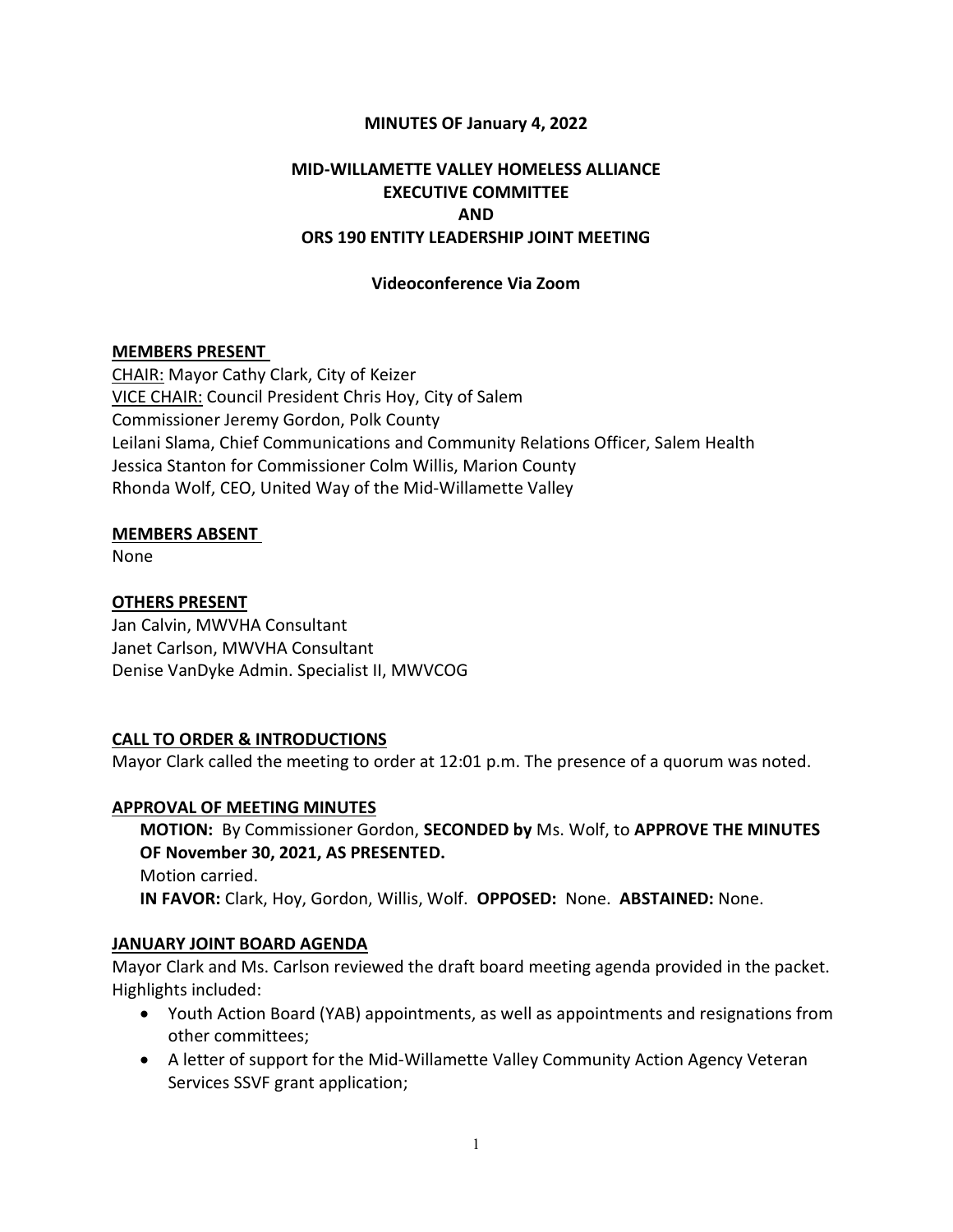**MINUTES OF January 4, 2022**

**MID-WILLAMETTE VALLEY HOMELESS ALLIANCE**
**EXECUTIVE COMMITTEE**
**AND**
**ORS 190 ENTITY LEADERSHIP JOINT MEETING**

**Videoconference Via Zoom**

**MEMBERS PRESENT**

CHAIR: Mayor Cathy Clark, City of Keizer
VICE CHAIR: Council President Chris Hoy, City of Salem
Commissioner Jeremy Gordon, Polk County
Leilani Slama, Chief Communications and Community Relations Officer, Salem Health
Jessica Stanton for Commissioner Colm Willis, Marion County
Rhonda Wolf, CEO, United Way of the Mid-Willamette Valley

**MEMBERS ABSENT**

None

**OTHERS PRESENT**

Jan Calvin, MWVHA Consultant
Janet Carlson, MWVHA Consultant
Denise VanDyke Admin. Specialist II, MWVCOG

**CALL TO ORDER & INTRODUCTIONS**

Mayor Clark called the meeting to order at 12:01 p.m. The presence of a quorum was noted.

**APPROVAL OF MEETING MINUTES**

**MOTION:** By Commissioner Gordon, **SECONDED by** Ms. Wolf, to **APPROVE THE MINUTES OF November 30, 2021, AS PRESENTED.**
Motion carried.
**IN FAVOR:** Clark, Hoy, Gordon, Willis, Wolf. **OPPOSED:** None. **ABSTAINED:** None.

**JANUARY JOINT BOARD AGENDA**

Mayor Clark and Ms. Carlson reviewed the draft board meeting agenda provided in the packet. Highlights included:

- Youth Action Board (YAB) appointments, as well as appointments and resignations from other committees;
- A letter of support for the Mid-Willamette Valley Community Action Agency Veteran Services SSVF grant application;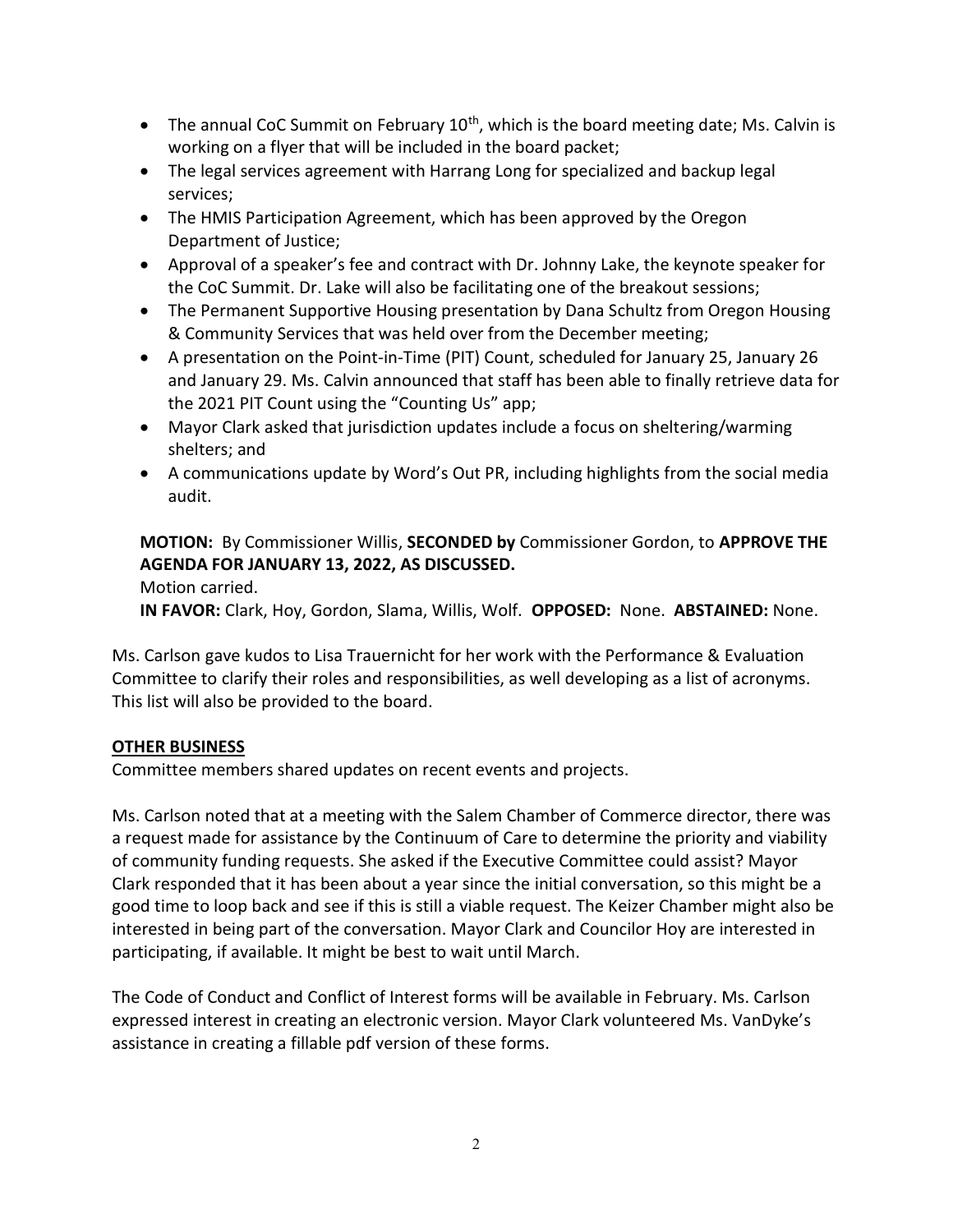- The annual CoC Summit on February 10th, which is the board meeting date; Ms. Calvin is working on a flyer that will be included in the board packet;
- The legal services agreement with Harrang Long for specialized and backup legal services;
- The HMIS Participation Agreement, which has been approved by the Oregon Department of Justice;
- Approval of a speaker's fee and contract with Dr. Johnny Lake, the keynote speaker for the CoC Summit. Dr. Lake will also be facilitating one of the breakout sessions;
- The Permanent Supportive Housing presentation by Dana Schultz from Oregon Housing & Community Services that was held over from the December meeting;
- A presentation on the Point-in-Time (PIT) Count, scheduled for January 25, January 26 and January 29. Ms. Calvin announced that staff has been able to finally retrieve data for the 2021 PIT Count using the "Counting Us" app;
- Mayor Clark asked that jurisdiction updates include a focus on sheltering/warming shelters; and
- A communications update by Word's Out PR, including highlights from the social media audit.

**MOTION:** By Commissioner Willis, **SECONDED by** Commissioner Gordon, to **APPROVE THE AGENDA FOR JANUARY 13, 2022, AS DISCUSSED.**
Motion carried.
**IN FAVOR:** Clark, Hoy, Gordon, Slama, Willis, Wolf. **OPPOSED:** None. **ABSTAINED:** None.

Ms. Carlson gave kudos to Lisa Trauernicht for her work with the Performance & Evaluation Committee to clarify their roles and responsibilities, as well developing as a list of acronyms. This list will also be provided to the board.

## OTHER BUSINESS

Committee members shared updates on recent events and projects.

Ms. Carlson noted that at a meeting with the Salem Chamber of Commerce director, there was a request made for assistance by the Continuum of Care to determine the priority and viability of community funding requests. She asked if the Executive Committee could assist? Mayor Clark responded that it has been about a year since the initial conversation, so this might be a good time to loop back and see if this is still a viable request. The Keizer Chamber might also be interested in being part of the conversation. Mayor Clark and Councilor Hoy are interested in participating, if available. It might be best to wait until March.

The Code of Conduct and Conflict of Interest forms will be available in February. Ms. Carlson expressed interest in creating an electronic version. Mayor Clark volunteered Ms. VanDyke's assistance in creating a fillable pdf version of these forms.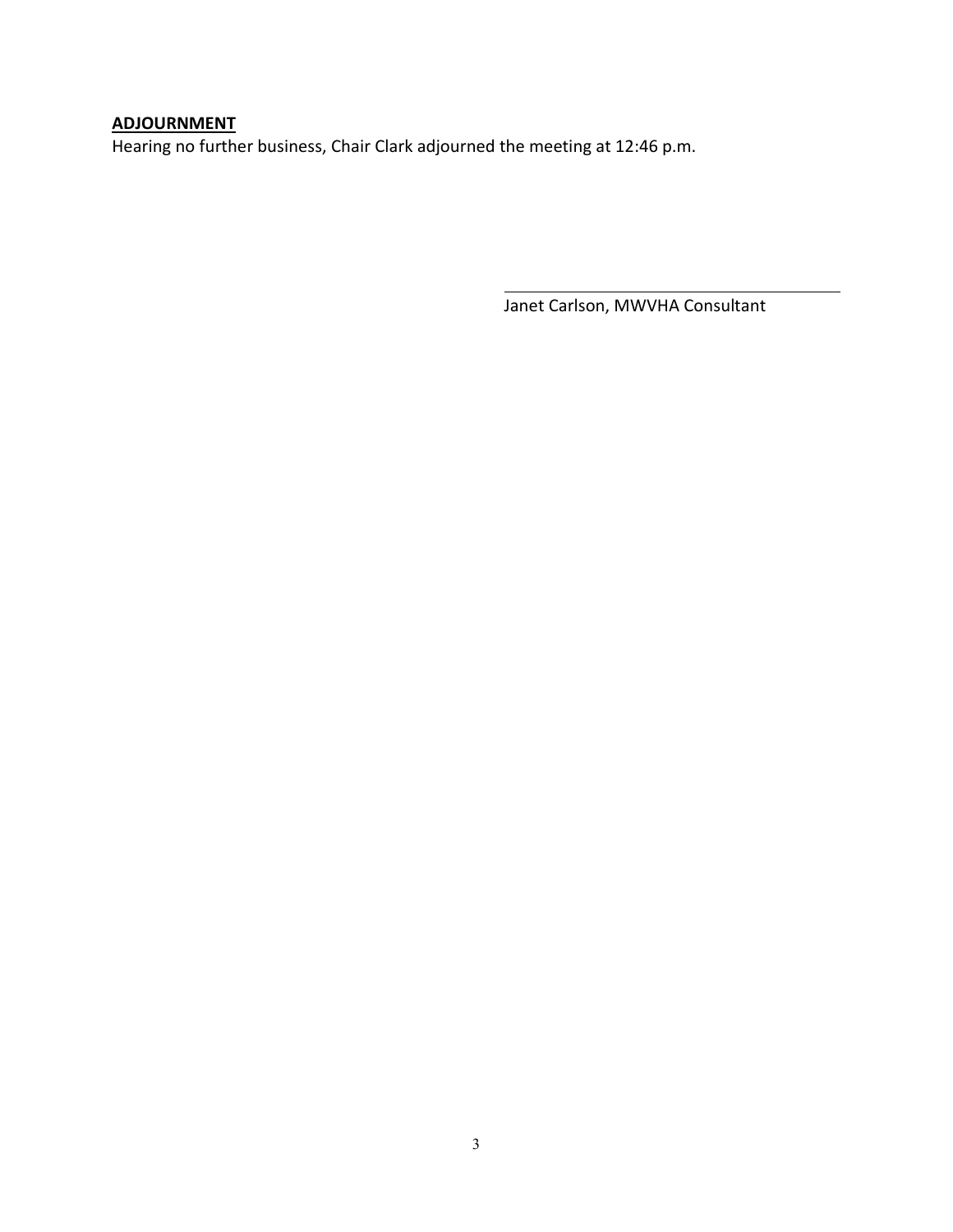**ADJOURNMENT**

Hearing no further business, Chair Clark adjourned the meeting at 12:46 p.m.

Janet Carlson, MWVHA Consultant